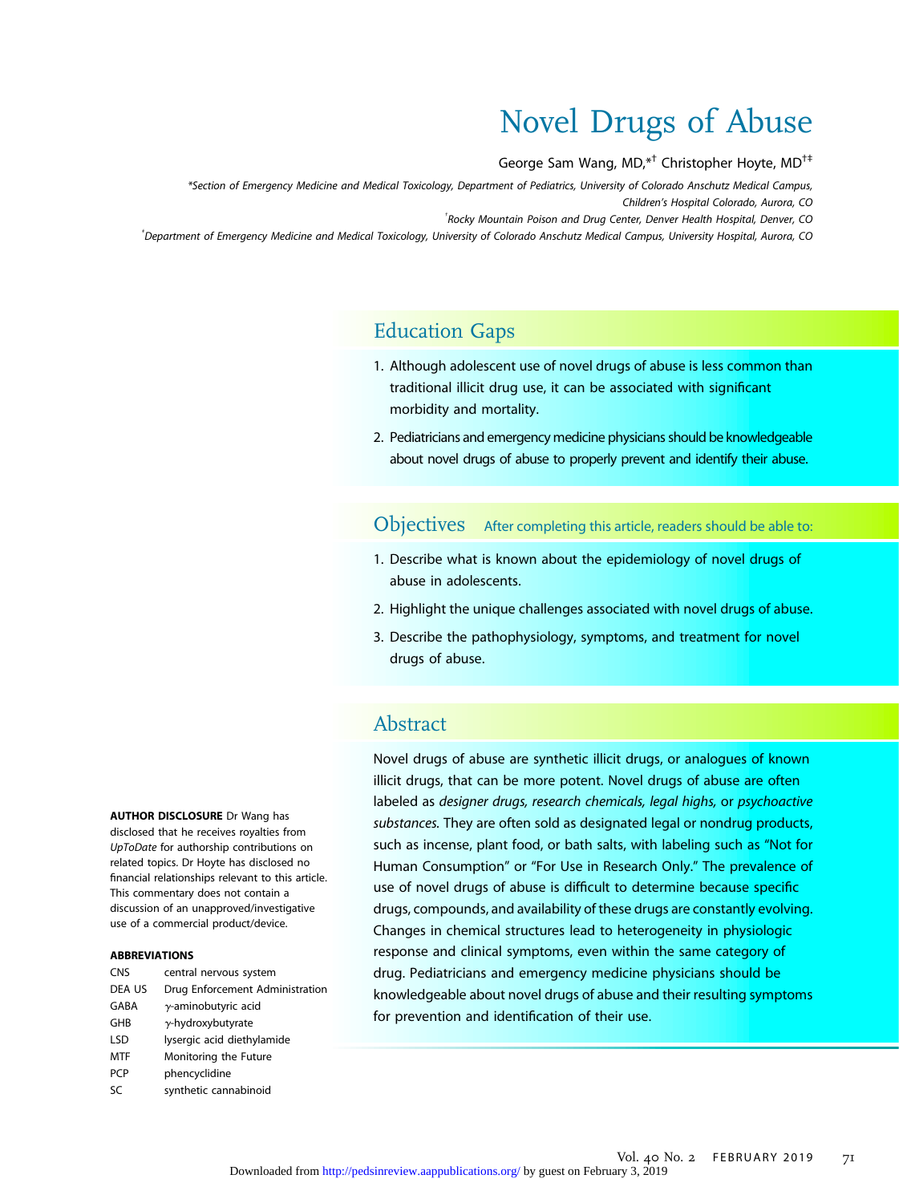# Novel Drugs of Abuse

George Sam Wang, MD,*[†] Christopher Hoyte, MD[†‡]

*Section of Emergency Medicine and Medical Toxicology, Department of Pediatrics, University of Colorado Anschutz Medical Campus, Children's Hospital Colorado, Aurora, CO

[†]Rocky Mountain Poison and Drug Center, Denver Health Hospital, Denver, CO

[‡]Department of Emergency Medicine and Medical Toxicology, University of Colorado Anschutz Medical Campus, University Hospital, Aurora, CO

## Education Gaps

1. Although adolescent use of novel drugs of abuse is less common than traditional illicit drug use, it can be associated with significant morbidity and mortality.
2. Pediatricians and emergency medicine physicians should be knowledgeable about novel drugs of abuse to properly prevent and identify their abuse.

## Objectives

After completing this article, readers should be able to:

1. Describe what is known about the epidemiology of novel drugs of abuse in adolescents.
2. Highlight the unique challenges associated with novel drugs of abuse.
3. Describe the pathophysiology, symptoms, and treatment for novel drugs of abuse.

## Abstract

Novel drugs of abuse are synthetic illicit drugs, or analogues of known illicit drugs, that can be more potent. Novel drugs of abuse are often labeled as *designer drugs, research chemicals, legal highs,* or *psychoactive substances.* They are often sold as designated legal or nondrug products, such as incense, plant food, or bath salts, with labeling such as "Not for Human Consumption" or "For Use in Research Only." The prevalence of use of novel drugs of abuse is difficult to determine because specific drugs, compounds, and availability of these drugs are constantly evolving. Changes in chemical structures lead to heterogeneity in physiologic response and clinical symptoms, even within the same category of drug. Pediatricians and emergency medicine physicians should be knowledgeable about novel drugs of abuse and their resulting symptoms for prevention and identification of their use.

**AUTHOR DISCLOSURE** Dr Wang has disclosed that he receives royalties from *UpToDate* for authorship contributions on related topics. Dr Hoyte has disclosed no financial relationships relevant to this article. This commentary does not contain a discussion of an unapproved/investigative use of a commercial product/device.

**ABBREVIATIONS**

| | |
|---|---|
| CNS | central nervous system |
| DEA US | Drug Enforcement Administration |
| GABA | γ-aminobutyric acid |
| GHB | γ-hydroxybutyrate |
| LSD | lysergic acid diethylamide |
| MTF | Monitoring the Future |
| PCP | phencyclidine |
| SC | synthetic cannabinoid |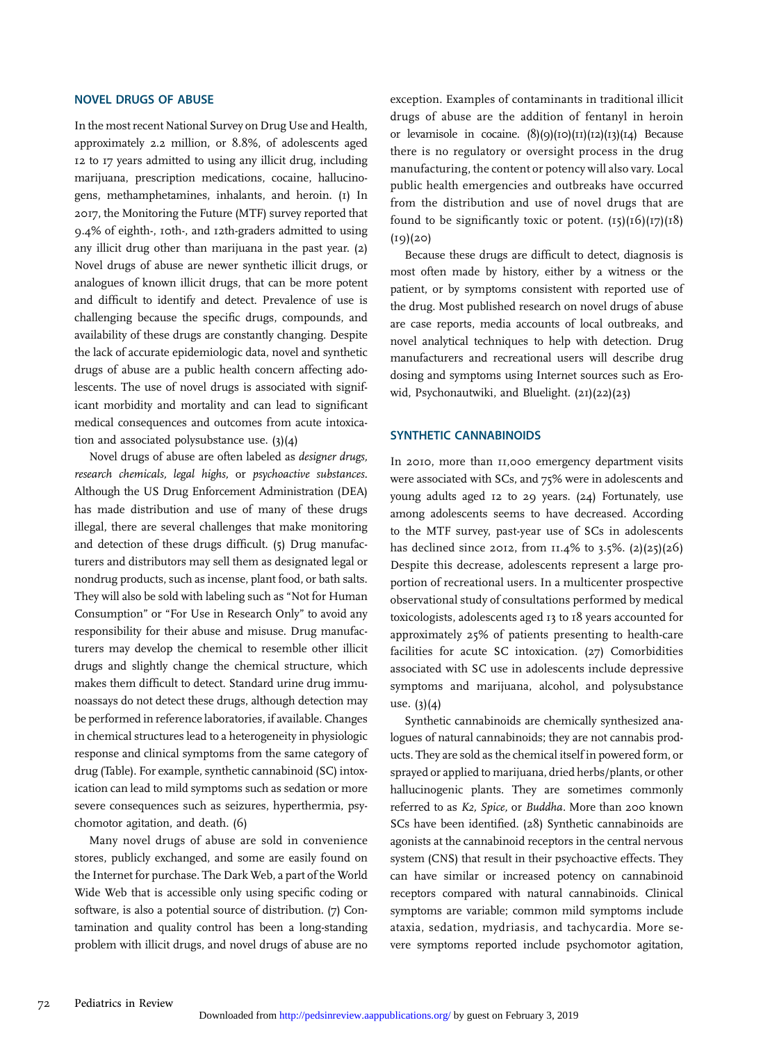## NOVEL DRUGS OF ABUSE

In the most recent National Survey on Drug Use and Health, approximately 2.2 million, or 8.8%, of adolescents aged 12 to 17 years admitted to using any illicit drug, including marijuana, prescription medications, cocaine, hallucinogens, methamphetamines, inhalants, and heroin. (1) In 2017, the Monitoring the Future (MTF) survey reported that 9.4% of eighth-, 10th-, and 12th-graders admitted to using any illicit drug other than marijuana in the past year. (2) Novel drugs of abuse are newer synthetic illicit drugs, or analogues of known illicit drugs, that can be more potent and difficult to identify and detect. Prevalence of use is challenging because the specific drugs, compounds, and availability of these drugs are constantly changing. Despite the lack of accurate epidemiologic data, novel and synthetic drugs of abuse are a public health concern affecting adolescents. The use of novel drugs is associated with significant morbidity and mortality and can lead to significant medical consequences and outcomes from acute intoxication and associated polysubstance use. (3)(4)

Novel drugs of abuse are often labeled as *designer drugs, research chemicals, legal highs,* or *psychoactive substances*. Although the US Drug Enforcement Administration (DEA) has made distribution and use of many of these drugs illegal, there are several challenges that make monitoring and detection of these drugs difficult. (5) Drug manufacturers and distributors may sell them as designated legal or nondrug products, such as incense, plant food, or bath salts. They will also be sold with labeling such as "Not for Human Consumption" or "For Use in Research Only" to avoid any responsibility for their abuse and misuse. Drug manufacturers may develop the chemical to resemble other illicit drugs and slightly change the chemical structure, which makes them difficult to detect. Standard urine drug immunoassays do not detect these drugs, although detection may be performed in reference laboratories, if available. Changes in chemical structures lead to a heterogeneity in physiologic response and clinical symptoms from the same category of drug (Table). For example, synthetic cannabinoid (SC) intoxication can lead to mild symptoms such as sedation or more severe consequences such as seizures, hyperthermia, psychomotor agitation, and death. (6)

Many novel drugs of abuse are sold in convenience stores, publicly exchanged, and some are easily found on the Internet for purchase. The Dark Web, a part of the World Wide Web that is accessible only using specific coding or software, is also a potential source of distribution. (7) Contamination and quality control has been a long-standing problem with illicit drugs, and novel drugs of abuse are no exception. Examples of contaminants in traditional illicit drugs of abuse are the addition of fentanyl in heroin or levamisole in cocaine. (8)(9)(10)(11)(12)(13)(14) Because there is no regulatory or oversight process in the drug manufacturing, the content or potency will also vary. Local public health emergencies and outbreaks have occurred from the distribution and use of novel drugs that are found to be significantly toxic or potent. (15)(16)(17)(18)(19)(20)

Because these drugs are difficult to detect, diagnosis is most often made by history, either by a witness or the patient, or by symptoms consistent with reported use of the drug. Most published research on novel drugs of abuse are case reports, media accounts of local outbreaks, and novel analytical techniques to help with detection. Drug manufacturers and recreational users will describe drug dosing and symptoms using Internet sources such as Erowid, Psychonautwiki, and Bluelight. (21)(22)(23)

## SYNTHETIC CANNABINOIDS

In 2010, more than 11,000 emergency department visits were associated with SCs, and 75% were in adolescents and young adults aged 12 to 29 years. (24) Fortunately, use among adolescents seems to have decreased. According to the MTF survey, past-year use of SCs in adolescents has declined since 2012, from 11.4% to 3.5%. (2)(25)(26) Despite this decrease, adolescents represent a large proportion of recreational users. In a multicenter prospective observational study of consultations performed by medical toxicologists, adolescents aged 13 to 18 years accounted for approximately 25% of patients presenting to health-care facilities for acute SC intoxication. (27) Comorbidities associated with SC use in adolescents include depressive symptoms and marijuana, alcohol, and polysubstance use. (3)(4)

Synthetic cannabinoids are chemically synthesized analogues of natural cannabinoids; they are not cannabis products. They are sold as the chemical itself in powered form, or sprayed or applied to marijuana, dried herbs/plants, or other hallucinogenic plants. They are sometimes commonly referred to as *K2, Spice,* or *Buddha*. More than 200 known SCs have been identified. (28) Synthetic cannabinoids are agonists at the cannabinoid receptors in the central nervous system (CNS) that result in their psychoactive effects. They can have similar or increased potency on cannabinoid receptors compared with natural cannabinoids. Clinical symptoms are variable; common mild symptoms include ataxia, sedation, mydriasis, and tachycardia. More severe symptoms reported include psychomotor agitation,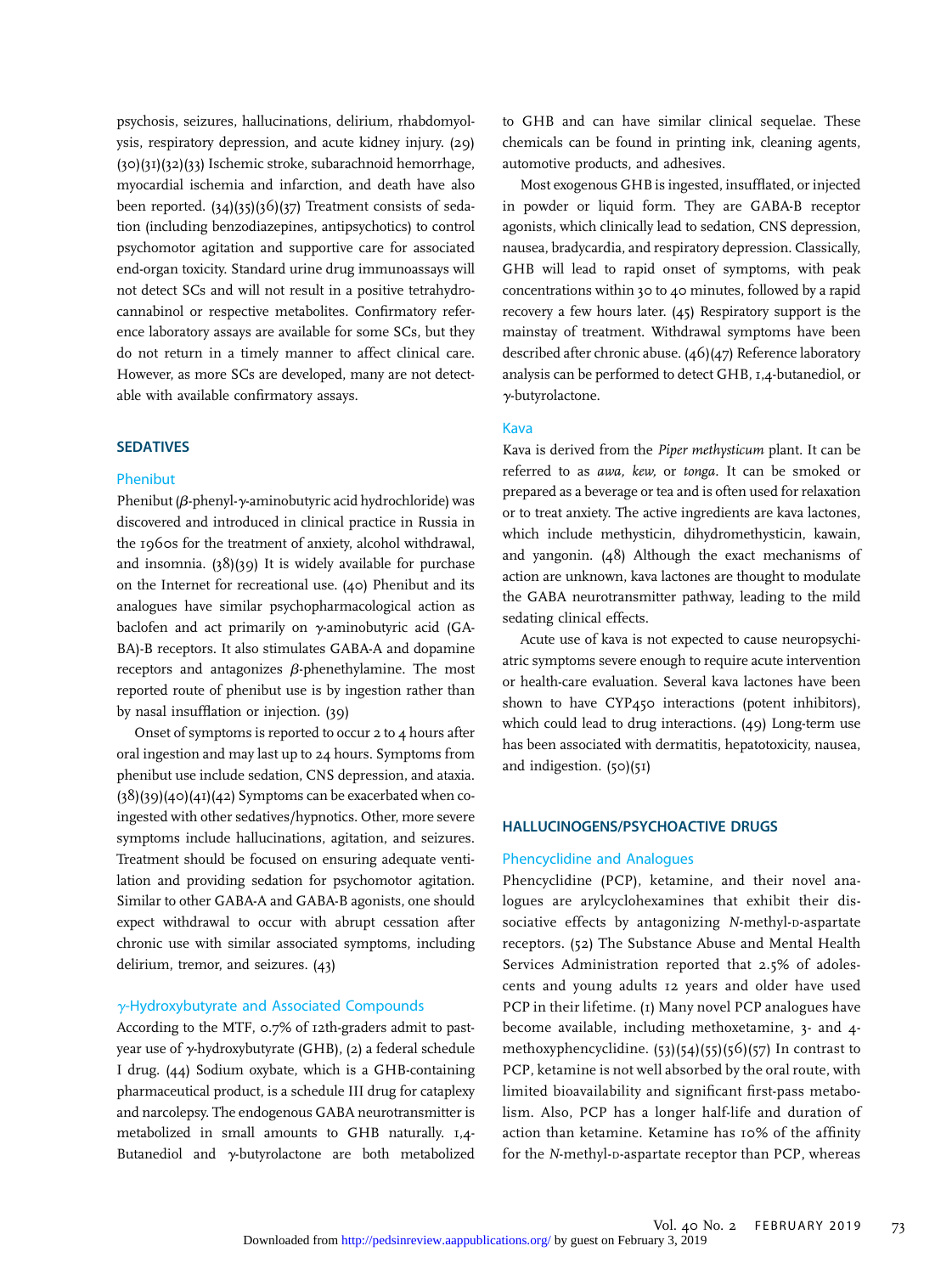psychosis, seizures, hallucinations, delirium, rhabdomyolysis, respiratory depression, and acute kidney injury. (29)(30)(31)(32)(33) Ischemic stroke, subarachnoid hemorrhage, myocardial ischemia and infarction, and death have also been reported. (34)(35)(36)(37) Treatment consists of sedation (including benzodiazepines, antipsychotics) to control psychomotor agitation and supportive care for associated end-organ toxicity. Standard urine drug immunoassays will not detect SCs and will not result in a positive tetrahydrocannabinol or respective metabolites. Confirmatory reference laboratory assays are available for some SCs, but they do not return in a timely manner to affect clinical care. However, as more SCs are developed, many are not detectable with available confirmatory assays.

## SEDATIVES

### Phenibut

Phenibut (β-phenyl-γ-aminobutyric acid hydrochloride) was discovered and introduced in clinical practice in Russia in the 1960s for the treatment of anxiety, alcohol withdrawal, and insomnia. (38)(39) It is widely available for purchase on the Internet for recreational use. (40) Phenibut and its analogues have similar psychopharmacological action as baclofen and act primarily on γ-aminobutyric acid (GABA)-B receptors. It also stimulates GABA-A and dopamine receptors and antagonizes β-phenethylamine. The most reported route of phenibut use is by ingestion rather than by nasal insufflation or injection. (39)

Onset of symptoms is reported to occur 2 to 4 hours after oral ingestion and may last up to 24 hours. Symptoms from phenibut use include sedation, CNS depression, and ataxia. (38)(39)(40)(41)(42) Symptoms can be exacerbated when co-ingested with other sedatives/hypnotics. Other, more severe symptoms include hallucinations, agitation, and seizures. Treatment should be focused on ensuring adequate ventilation and providing sedation for psychomotor agitation. Similar to other GABA-A and GABA-B agonists, one should expect withdrawal to occur with abrupt cessation after chronic use with similar associated symptoms, including delirium, tremor, and seizures. (43)

### γ-Hydroxybutyrate and Associated Compounds

According to the MTF, 0.7% of 12th-graders admit to past-year use of γ-hydroxybutyrate (GHB), (2) a federal schedule I drug. (44) Sodium oxybate, which is a GHB-containing pharmaceutical product, is a schedule III drug for cataplexy and narcolepsy. The endogenous GABA neurotransmitter is metabolized in small amounts to GHB naturally. 1,4-Butanediol and γ-butyrolactone are both metabolized to GHB and can have similar clinical sequelae. These chemicals can be found in printing ink, cleaning agents, automotive products, and adhesives.

Most exogenous GHB is ingested, insufflated, or injected in powder or liquid form. They are GABA-B receptor agonists, which clinically lead to sedation, CNS depression, nausea, bradycardia, and respiratory depression. Classically, GHB will lead to rapid onset of symptoms, with peak concentrations within 30 to 40 minutes, followed by a rapid recovery a few hours later. (45) Respiratory support is the mainstay of treatment. Withdrawal symptoms have been described after chronic abuse. (46)(47) Reference laboratory analysis can be performed to detect GHB, 1,4-butanediol, or γ-butyrolactone.

### Kava

Kava is derived from the *Piper methysticum* plant. It can be referred to as *awa, kew,* or *tonga*. It can be smoked or prepared as a beverage or tea and is often used for relaxation or to treat anxiety. The active ingredients are kava lactones, which include methysticin, dihydromethysticin, kawain, and yangonin. (48) Although the exact mechanisms of action are unknown, kava lactones are thought to modulate the GABA neurotransmitter pathway, leading to the mild sedating clinical effects.

Acute use of kava is not expected to cause neuropsychiatric symptoms severe enough to require acute intervention or health-care evaluation. Several kava lactones have been shown to have CYP450 interactions (potent inhibitors), which could lead to drug interactions. (49) Long-term use has been associated with dermatitis, hepatotoxicity, nausea, and indigestion. (50)(51)

## HALLUCINOGENS/PSYCHOACTIVE DRUGS

### Phencyclidine and Analogues

Phencyclidine (PCP), ketamine, and their novel analogues are arylcyclohexamines that exhibit their dissociative effects by antagonizing *N*-methyl-D-aspartate receptors. (52) The Substance Abuse and Mental Health Services Administration reported that 2.5% of adolescents and young adults 12 years and older have used PCP in their lifetime. (1) Many novel PCP analogues have become available, including methoxetamine, 3- and 4-methoxyphencyclidine. (53)(54)(55)(56)(57) In contrast to PCP, ketamine is not well absorbed by the oral route, with limited bioavailability and significant first-pass metabolism. Also, PCP has a longer half-life and duration of action than ketamine. Ketamine has 10% of the affinity for the *N*-methyl-D-aspartate receptor than PCP, whereas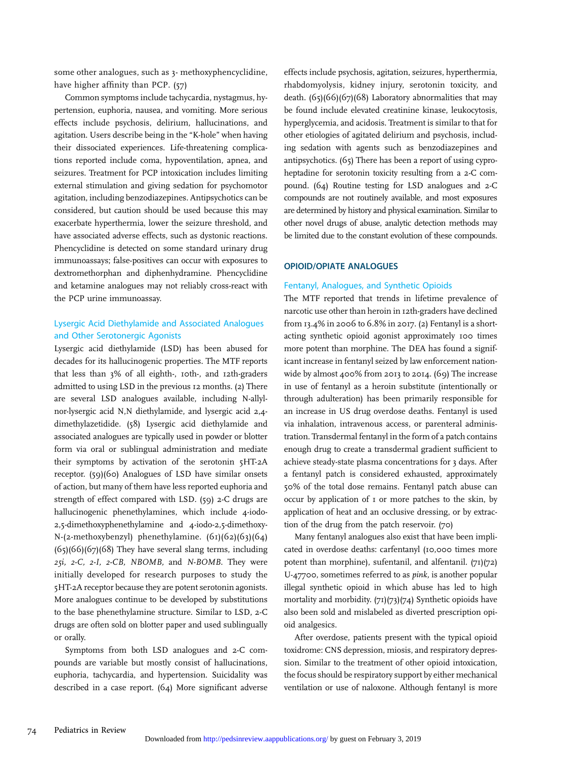some other analogues, such as 3- methoxyphencyclidine, have higher affinity than PCP. (57)

Common symptoms include tachycardia, nystagmus, hypertension, euphoria, nausea, and vomiting. More serious effects include psychosis, delirium, hallucinations, and agitation. Users describe being in the "K-hole" when having their dissociated experiences. Life-threatening complications reported include coma, hypoventilation, apnea, and seizures. Treatment for PCP intoxication includes limiting external stimulation and giving sedation for psychomotor agitation, including benzodiazepines. Antipsychotics can be considered, but caution should be used because this may exacerbate hyperthermia, lower the seizure threshold, and have associated adverse effects, such as dystonic reactions. Phencyclidine is detected on some standard urinary drug immunoassays; false-positives can occur with exposures to dextromethorphan and diphenhydramine. Phencyclidine and ketamine analogues may not reliably cross-react with the PCP urine immunoassay.

### Lysergic Acid Diethylamide and Associated Analogues and Other Serotonergic Agonists

Lysergic acid diethylamide (LSD) has been abused for decades for its hallucinogenic properties. The MTF reports that less than 3% of all eighth-, 10th-, and 12th-graders admitted to using LSD in the previous 12 months. (2) There are several LSD analogues available, including N-allyl-nor-lysergic acid N,N diethylamide, and lysergic acid 2,4-dimethylazetidide. (58) Lysergic acid diethylamide and associated analogues are typically used in powder or blotter form via oral or sublingual administration and mediate their symptoms by activation of the serotonin 5HT-2A receptor. (59)(60) Analogues of LSD have similar onsets of action, but many of them have less reported euphoria and strength of effect compared with LSD. (59) 2-C drugs are hallucinogenic phenethylamines, which include 4-iodo-2,5-dimethoxyphenethylamine and 4-iodo-2,5-dimethoxy-N-(2-methoxybenzyl) phenethylamine. (61)(62)(63)(64)(65)(66)(67)(68) They have several slang terms, including *25i, 2-C, 2-I, 2-CB, NBOMB,* and *N-BOMB*. They were initially developed for research purposes to study the 5HT-2A receptor because they are potent serotonin agonists. More analogues continue to be developed by substitutions to the base phenethylamine structure. Similar to LSD, 2-C drugs are often sold on blotter paper and used sublingually or orally.

Symptoms from both LSD analogues and 2-C compounds are variable but mostly consist of hallucinations, euphoria, tachycardia, and hypertension. Suicidality was described in a case report. (64) More significant adverse effects include psychosis, agitation, seizures, hyperthermia, rhabdomyolysis, kidney injury, serotonin toxicity, and death. (65)(66)(67)(68) Laboratory abnormalities that may be found include elevated creatinine kinase, leukocytosis, hyperglycemia, and acidosis. Treatment is similar to that for other etiologies of agitated delirium and psychosis, including sedation with agents such as benzodiazepines and antipsychotics. (65) There has been a report of using cyproheptadine for serotonin toxicity resulting from a 2-C compound. (64) Routine testing for LSD analogues and 2-C compounds are not routinely available, and most exposures are determined by history and physical examination. Similar to other novel drugs of abuse, analytic detection methods may be limited due to the constant evolution of these compounds.

## OPIOID/OPIATE ANALOGUES

### Fentanyl, Analogues, and Synthetic Opioids

The MTF reported that trends in lifetime prevalence of narcotic use other than heroin in 12th-graders have declined from 13.4% in 2006 to 6.8% in 2017. (2) Fentanyl is a short-acting synthetic opioid agonist approximately 100 times more potent than morphine. The DEA has found a significant increase in fentanyl seized by law enforcement nationwide by almost 400% from 2013 to 2014. (69) The increase in use of fentanyl as a heroin substitute (intentionally or through adulteration) has been primarily responsible for an increase in US drug overdose deaths. Fentanyl is used via inhalation, intravenous access, or parenteral administration. Transdermal fentanyl in the form of a patch contains enough drug to create a transdermal gradient sufficient to achieve steady-state plasma concentrations for 3 days. After a fentanyl patch is considered exhausted, approximately 50% of the total dose remains. Fentanyl patch abuse can occur by application of 1 or more patches to the skin, by application of heat and an occlusive dressing, or by extraction of the drug from the patch reservoir. (70)

Many fentanyl analogues also exist that have been implicated in overdose deaths: carfentanyl (10,000 times more potent than morphine), sufentanil, and alfentanil. (71)(72) U-47700, sometimes referred to as *pink,* is another popular illegal synthetic opioid in which abuse has led to high mortality and morbidity. (71)(73)(74) Synthetic opioids have also been sold and mislabeled as diverted prescription opioid analgesics.

After overdose, patients present with the typical opioid toxidrome: CNS depression, miosis, and respiratory depression. Similar to the treatment of other opioid intoxication, the focus should be respiratory support by either mechanical ventilation or use of naloxone. Although fentanyl is more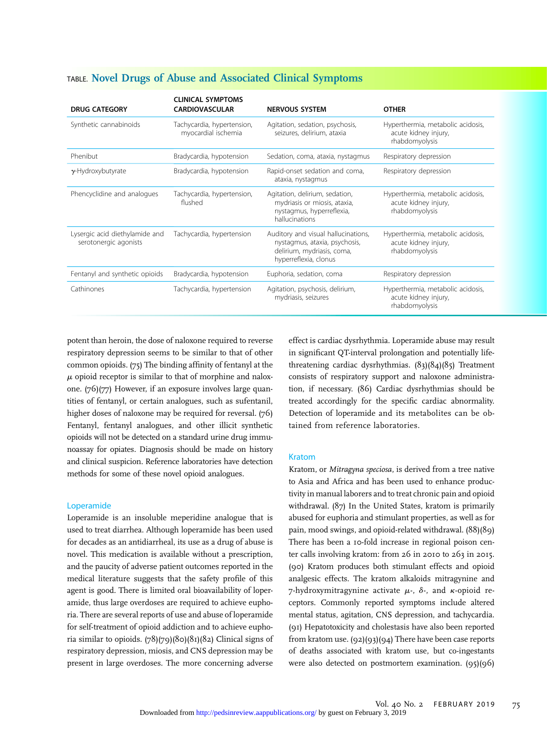TABLE. Novel Drugs of Abuse and Associated Clinical Symptoms

| DRUG CATEGORY | CLINICAL SYMPTOMS CARDIOVASCULAR | NERVOUS SYSTEM | OTHER |
|---|---|---|---|
| Synthetic cannabinoids | Tachycardia, hypertension, myocardial ischemia | Agitation, sedation, psychosis, seizures, delirium, ataxia | Hyperthermia, metabolic acidosis, acute kidney injury, rhabdomyolysis |
| Phenibut | Bradycardia, hypotension | Sedation, coma, ataxia, nystagmus | Respiratory depression |
| $\gamma$-Hydroxybutyrate | Bradycardia, hypotension | Rapid-onset sedation and coma, ataxia, nystagmus | Respiratory depression |
| Phencyclidine and analogues | Tachycardia, hypertension, flushed | Agitation, delirium, sedation, mydriasis or miosis, ataxia, nystagmus, hyperreflexia, hallucinations | Hyperthermia, metabolic acidosis, acute kidney injury, rhabdomyolysis |
| Lysergic acid diethylamide and serotonergic agonists | Tachycardia, hypertension | Auditory and visual hallucinations, nystagmus, ataxia, psychosis, delirium, mydriasis, coma, hyperreflexia, clonus | Hyperthermia, metabolic acidosis, acute kidney injury, rhabdomyolysis |
| Fentanyl and synthetic opioids | Bradycardia, hypotension | Euphoria, sedation, coma | Respiratory depression |
| Cathinones | Tachycardia, hypertension | Agitation, psychosis, delirium, mydriasis, seizures | Hyperthermia, metabolic acidosis, acute kidney injury, rhabdomyolysis |

potent than heroin, the dose of naloxone required to reverse respiratory depression seems to be similar to that of other common opioids. (75) The binding affinity of fentanyl at the $\mu$ opioid receptor is similar to that of morphine and naloxone. (76)(77) However, if an exposure involves large quantities of fentanyl, or certain analogues, such as sufentanil, higher doses of naloxone may be required for reversal. (76) Fentanyl, fentanyl analogues, and other illicit synthetic opioids will not be detected on a standard urine drug immunoassay for opiates. Diagnosis should be made on history and clinical suspicion. Reference laboratories have detection methods for some of these novel opioid analogues.

### Loperamide

Loperamide is an insoluble meperidine analogue that is used to treat diarrhea. Although loperamide has been used for decades as an antidiarrheal, its use as a drug of abuse is novel. This medication is available without a prescription, and the paucity of adverse patient outcomes reported in the medical literature suggests that the safety profile of this agent is good. There is limited oral bioavailability of loperamide, thus large overdoses are required to achieve euphoria. There are several reports of use and abuse of loperamide for self-treatment of opioid addiction and to achieve euphoria similar to opioids. (78)(79)(80)(81)(82) Clinical signs of respiratory depression, miosis, and CNS depression may be present in large overdoses. The more concerning adverse effect is cardiac dysrhythmia. Loperamide abuse may result in significant QT-interval prolongation and potentially life-threatening cardiac dysrhythmias. (83)(84)(85) Treatment consists of respiratory support and naloxone administration, if necessary. (86) Cardiac dysrhythmias should be treated accordingly for the specific cardiac abnormality. Detection of loperamide and its metabolites can be obtained from reference laboratories.

### Kratom

Kratom, or *Mitragyna speciosa*, is derived from a tree native to Asia and Africa and has been used to enhance productivity in manual laborers and to treat chronic pain and opioid withdrawal. (87) In the United States, kratom is primarily abused for euphoria and stimulant properties, as well as for pain, mood swings, and opioid-related withdrawal. (88)(89) There has been a 10-fold increase in regional poison center calls involving kratom: from 26 in 2010 to 263 in 2015. (90) Kratom produces both stimulant effects and opioid analgesic effects. The kratom alkaloids mitragynine and 7-hydroxymitragynine activate $\mu$-, $\delta$-, and $\kappa$-opioid receptors. Commonly reported symptoms include altered mental status, agitation, CNS depression, and tachycardia. (91) Hepatotoxicity and cholestasis have also been reported from kratom use. (92)(93)(94) There have been case reports of deaths associated with kratom use, but co-ingestants were also detected on postmortem examination. (95)(96)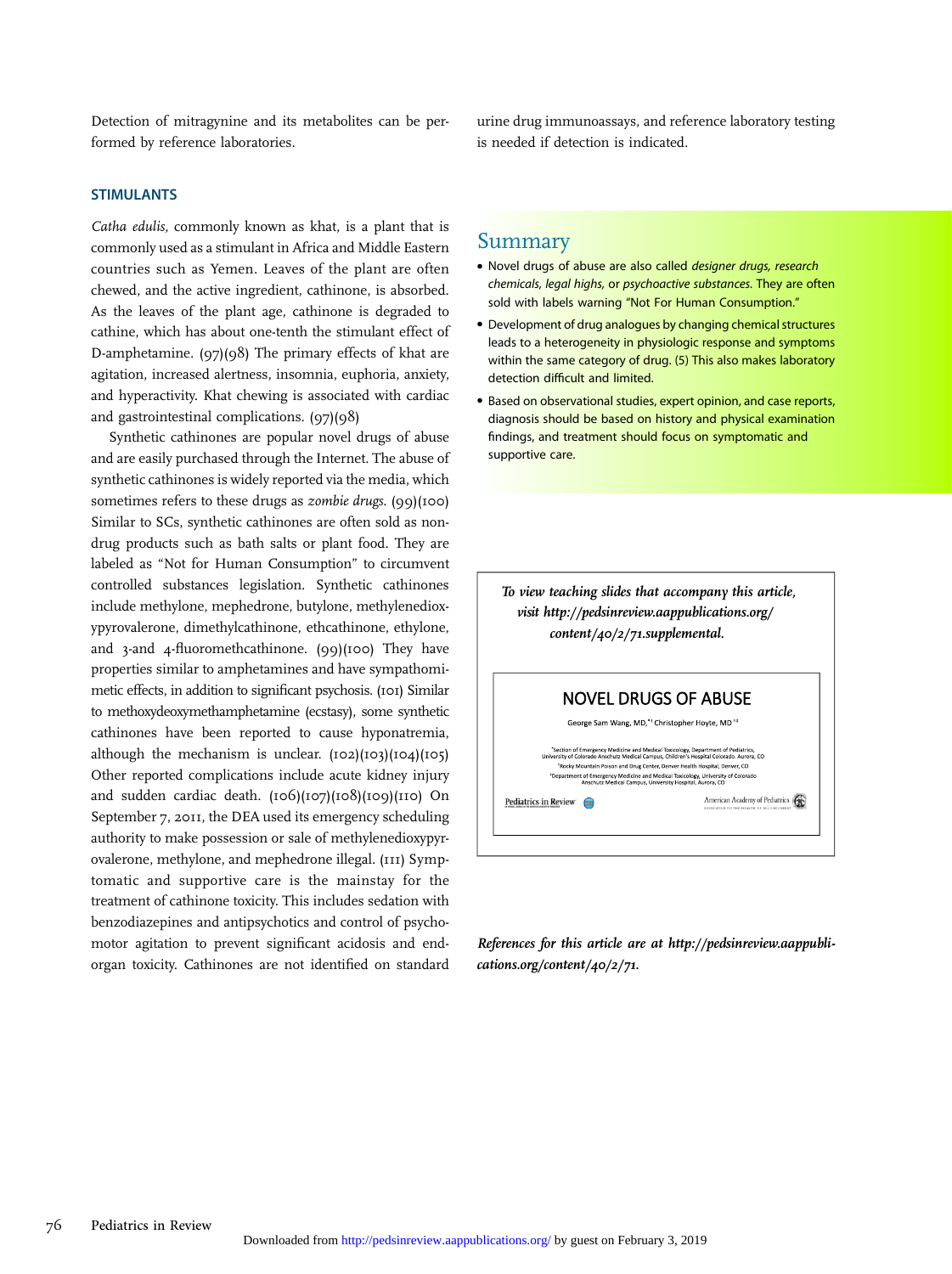Detection of mitragynine and its metabolites can be performed by reference laboratories.

### STIMULANTS

*Catha edulis*, commonly known as khat, is a plant that is commonly used as a stimulant in Africa and Middle Eastern countries such as Yemen. Leaves of the plant are often chewed, and the active ingredient, cathinone, is absorbed. As the leaves of the plant age, cathinone is degraded to cathine, which has about one-tenth the stimulant effect of D-amphetamine. (97)(98) The primary effects of khat are agitation, increased alertness, insomnia, euphoria, anxiety, and hyperactivity. Khat chewing is associated with cardiac and gastrointestinal complications. (97)(98)

Synthetic cathinones are popular novel drugs of abuse and are easily purchased through the Internet. The abuse of synthetic cathinones is widely reported via the media, which sometimes refers to these drugs as *zombie drugs*. (99)(100) Similar to SCs, synthetic cathinones are often sold as non-drug products such as bath salts or plant food. They are labeled as "Not for Human Consumption" to circumvent controlled substances legislation. Synthetic cathinones include methylone, mephedrone, butylone, methylenedioxypyrovalerone, dimethylcathinone, ethcathinone, ethylone, and 3-and 4-fluoromethcathinone. (99)(100) They have properties similar to amphetamines and have sympathomimetic effects, in addition to significant psychosis. (101) Similar to methoxydeoxymethamphetamine (ecstasy), some synthetic cathinones have been reported to cause hyponatremia, although the mechanism is unclear. (102)(103)(104)(105) Other reported complications include acute kidney injury and sudden cardiac death. (106)(107)(108)(109)(110) On September 7, 2011, the DEA used its emergency scheduling authority to make possession or sale of methylenedioxypyrovalerone, methylone, and mephedrone illegal. (111) Symptomatic and supportive care is the mainstay for the treatment of cathinone toxicity. This includes sedation with benzodiazepines and antipsychotics and control of psychomotor agitation to prevent significant acidosis and end-organ toxicity. Cathinones are not identified on standard urine drug immunoassays, and reference laboratory testing is needed if detection is indicated.

## Summary

- Novel drugs of abuse are also called *designer drugs, research chemicals, legal highs,* or *psychoactive substances.* They are often sold with labels warning "Not For Human Consumption."
- Development of drug analogues by changing chemical structures leads to a heterogeneity in physiologic response and symptoms within the same category of drug. (5) This also makes laboratory detection difficult and limited.
- Based on observational studies, expert opinion, and case reports, diagnosis should be based on history and physical examination findings, and treatment should focus on symptomatic and supportive care.

*To view teaching slides that accompany this article, visit http://pedsinreview.aappublications.org/content/40/2/71.supplemental.*

**NOVEL DRUGS OF ABUSE**

George Sam Wang, MD,[*,†] Christopher Hoyte, MD[†,§]

[*]Section of Emergency Medicine and Medical Toxicology, Department of Pediatrics, University of Colorado Anschutz Medical Campus, Children's Hospital Colorado, Aurora, CO
[†]Rocky Mountain Poison and Drug Center, Denver Health Hospital, Denver, CO
[§]Department of Emergency Medicine and Medical Toxicology, University of Colorado Anschutz Medical Campus, University Hospital, Aurora, CO

Pediatrics in Review — American Academy of Pediatrics

*References for this article are at http://pedsinreview.aappublications.org/content/40/2/71.*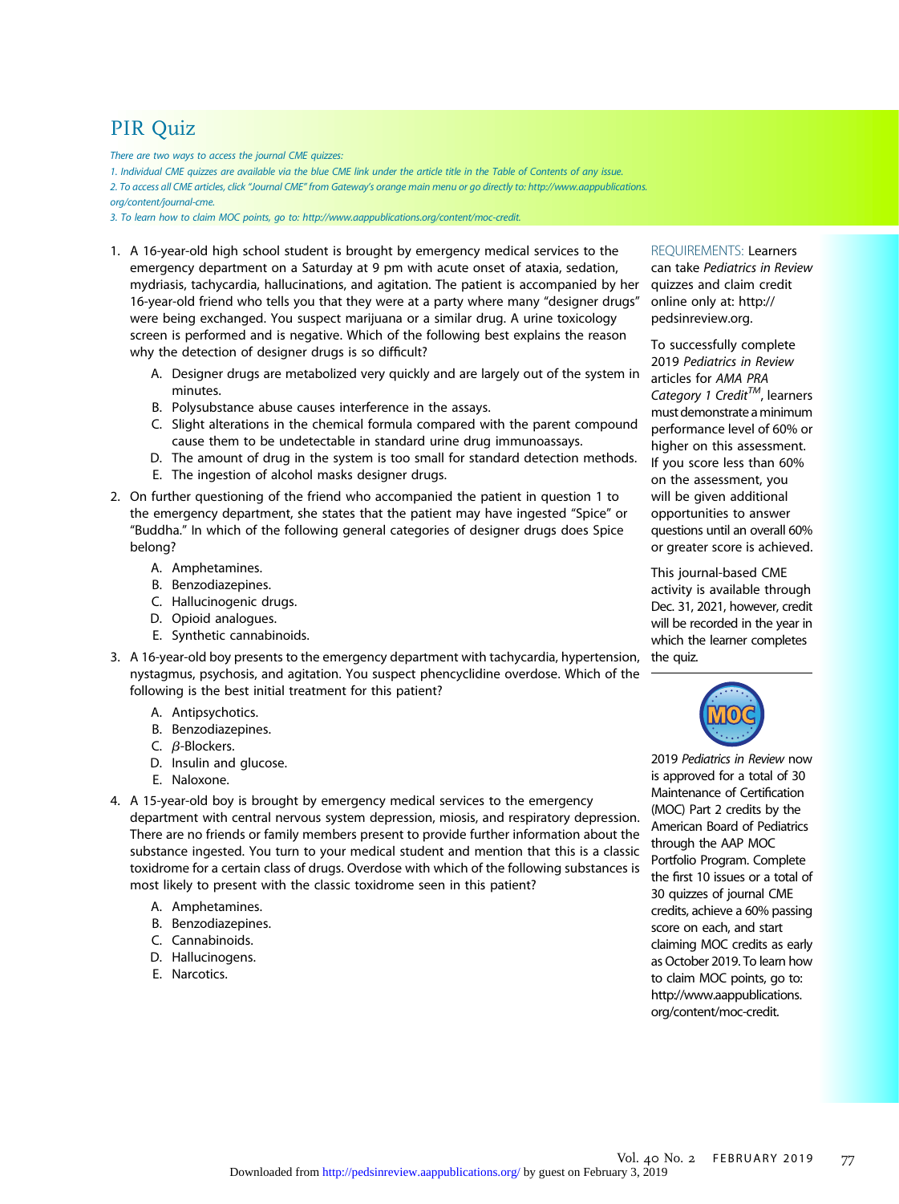# PIR Quiz

*There are two ways to access the journal CME quizzes:*

*1. Individual CME quizzes are available via the blue CME link under the article title in the Table of Contents of any issue.*

*2. To access all CME articles, click "Journal CME" from Gateway's orange main menu or go directly to: http://www.aappublications.org/content/journal-cme.*

*3. To learn how to claim MOC points, go to: http://www.aappublications.org/content/moc-credit.*

1. A 16-year-old high school student is brought by emergency medical services to the emergency department on a Saturday at 9 pm with acute onset of ataxia, sedation, mydriasis, tachycardia, hallucinations, and agitation. The patient is accompanied by her 16-year-old friend who tells you that they were at a party where many "designer drugs" were being exchanged. You suspect marijuana or a similar drug. A urine toxicology screen is performed and is negative. Which of the following best explains the reason why the detection of designer drugs is so difficult?

   A. Designer drugs are metabolized very quickly and are largely out of the system in minutes.
   B. Polysubstance abuse causes interference in the assays.
   C. Slight alterations in the chemical formula compared with the parent compound cause them to be undetectable in standard urine drug immunoassays.
   D. The amount of drug in the system is too small for standard detection methods.
   E. The ingestion of alcohol masks designer drugs.

2. On further questioning of the friend who accompanied the patient in question 1 to the emergency department, she states that the patient may have ingested "Spice" or "Buddha." In which of the following general categories of designer drugs does Spice belong?

   A. Amphetamines.
   B. Benzodiazepines.
   C. Hallucinogenic drugs.
   D. Opioid analogues.
   E. Synthetic cannabinoids.

3. A 16-year-old boy presents to the emergency department with tachycardia, hypertension, nystagmus, psychosis, and agitation. You suspect phencyclidine overdose. Which of the following is the best initial treatment for this patient?

   A. Antipsychotics.
   B. Benzodiazepines.
   C. $\beta$-Blockers.
   D. Insulin and glucose.
   E. Naloxone.

4. A 15-year-old boy is brought by emergency medical services to the emergency department with central nervous system depression, miosis, and respiratory depression. There are no friends or family members present to provide further information about the substance ingested. You turn to your medical student and mention that this is a classic toxidrome for a certain class of drugs. Overdose with which of the following substances is most likely to present with the classic toxidrome seen in this patient?

   A. Amphetamines.
   B. Benzodiazepines.
   C. Cannabinoids.
   D. Hallucinogens.
   E. Narcotics.

REQUIREMENTS: Learners can take *Pediatrics in Review* quizzes and claim credit online only at: http://pedsinreview.org.

To successfully complete 2019 *Pediatrics in Review* articles for *AMA PRA Category 1 Credit™*, learners must demonstrate a minimum performance level of 60% or higher on this assessment. If you score less than 60% on the assessment, you will be given additional opportunities to answer questions until an overall 60% or greater score is achieved.

This journal-based CME activity is available through Dec. 31, 2021, however, credit will be recorded in the year in which the learner completes the quiz.

2019 *Pediatrics in Review* now is approved for a total of 30 Maintenance of Certification (MOC) Part 2 credits by the American Board of Pediatrics through the AAP MOC Portfolio Program. Complete the first 10 issues or a total of 30 quizzes of journal CME credits, achieve a 60% passing score on each, and start claiming MOC credits as early as October 2019. To learn how to claim MOC points, go to: http://www.aappublications.org/content/moc-credit.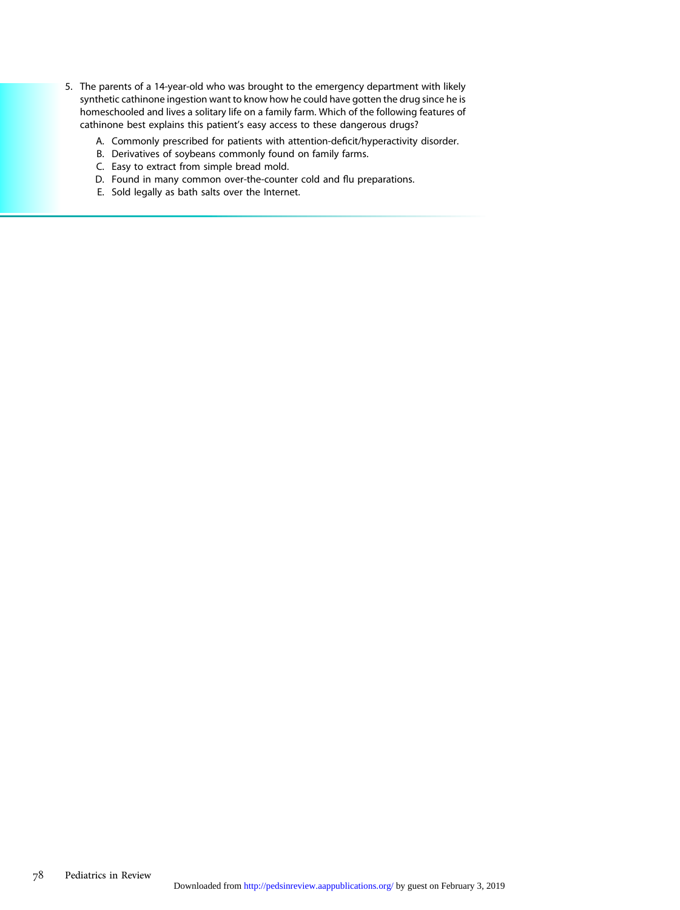5. The parents of a 14-year-old who was brought to the emergency department with likely synthetic cathinone ingestion want to know how he could have gotten the drug since he is homeschooled and lives a solitary life on a family farm. Which of the following features of cathinone best explains this patient's easy access to these dangerous drugs?

   A. Commonly prescribed for patients with attention-deficit/hyperactivity disorder.
   B. Derivatives of soybeans commonly found on family farms.
   C. Easy to extract from simple bread mold.
   D. Found in many common over-the-counter cold and flu preparations.
   E. Sold legally as bath salts over the Internet.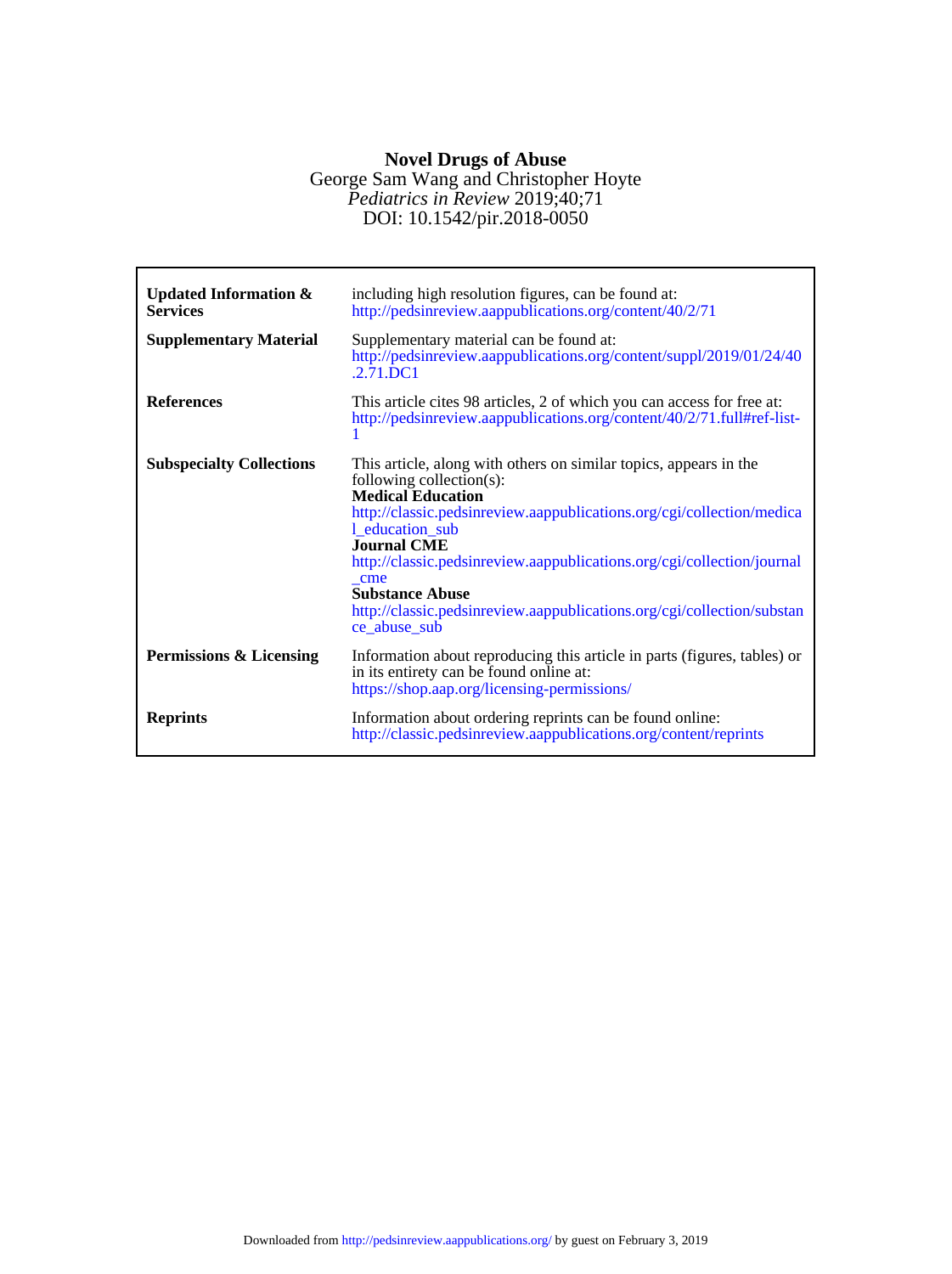# Novel Drugs of Abuse

George Sam Wang and Christopher Hoyte

*Pediatrics in Review* 2019;40;71

DOI: 10.1542/pir.2018-0050

| | |
|---|---|
| **Updated Information & Services** | including high resolution figures, can be found at: http://pedsinreview.aappublications.org/content/40/2/71 |
| **Supplementary Material** | Supplementary material can be found at: http://pedsinreview.aappublications.org/content/suppl/2019/01/24/40.2.71.DC1 |
| **References** | This article cites 98 articles, 2 of which you can access for free at: http://pedsinreview.aappublications.org/content/40/2/71.full#ref-list-1 |
| **Subspecialty Collections** | This article, along with others on similar topics, appears in the following collection(s): **Medical Education** http://classic.pedsinreview.aappublications.org/cgi/collection/medical_education_sub **Journal CME** http://classic.pedsinreview.aappublications.org/cgi/collection/journal_cme **Substance Abuse** http://classic.pedsinreview.aappublications.org/cgi/collection/substance_abuse_sub |
| **Permissions & Licensing** | Information about reproducing this article in parts (figures, tables) or in its entirety can be found online at: https://shop.aap.org/licensing-permissions/ |
| **Reprints** | Information about ordering reprints can be found online: http://classic.pedsinreview.aappublications.org/content/reprints |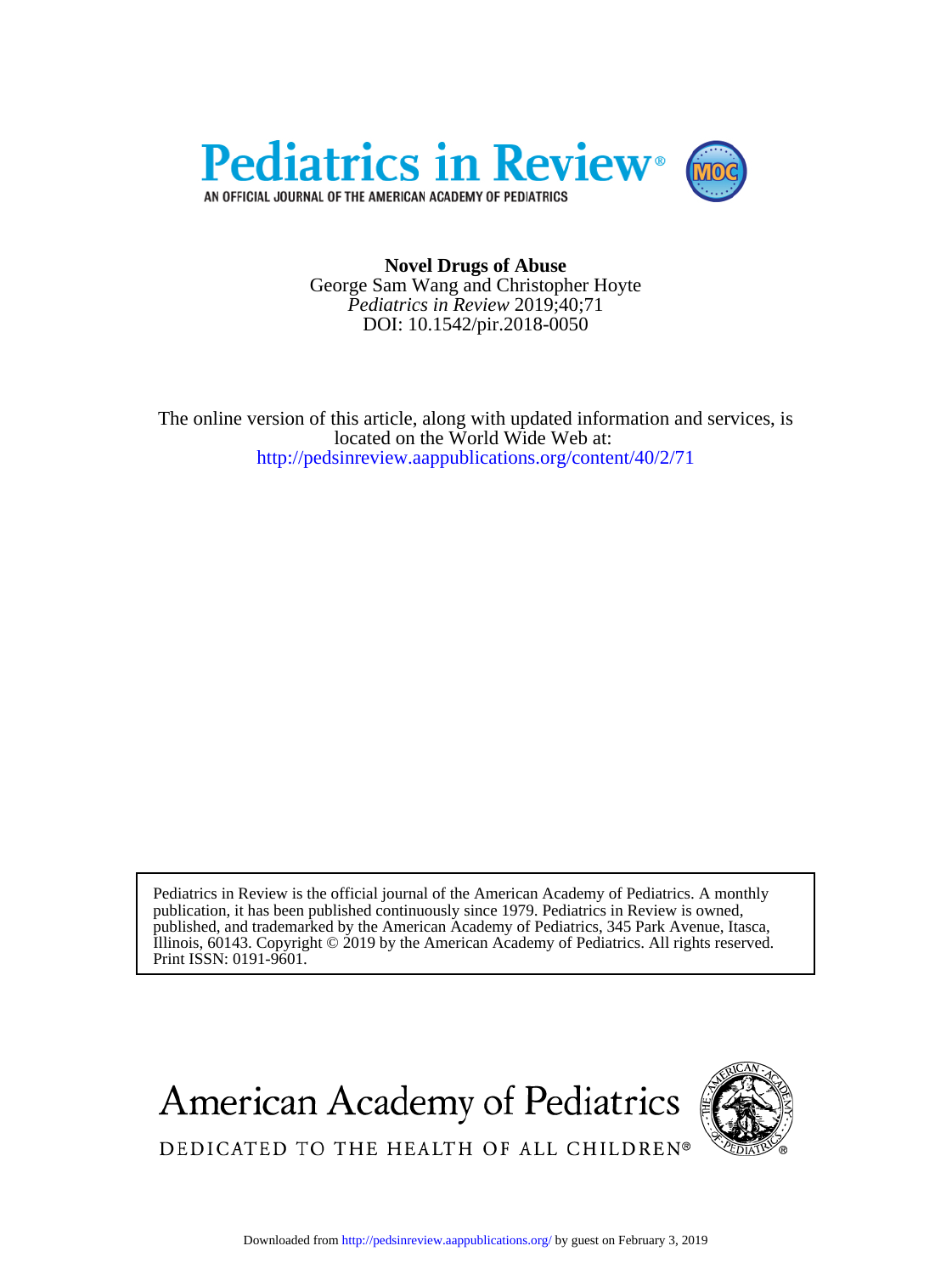**Pediatrics in Review**

AN OFFICIAL JOURNAL OF THE AMERICAN ACADEMY OF PEDIATRICS

**Novel Drugs of Abuse**

George Sam Wang and Christopher Hoyte

*Pediatrics in Review* 2019;40;71

DOI: 10.1542/pir.2018-0050

The online version of this article, along with updated information and services, is located on the World Wide Web at:

http://pedsinreview.aappublications.org/content/40/2/71

Pediatrics in Review is the official journal of the American Academy of Pediatrics. A monthly publication, it has been published continuously since 1979. Pediatrics in Review is owned, published, and trademarked by the American Academy of Pediatrics, 345 Park Avenue, Itasca, Illinois, 60143. Copyright © 2019 by the American Academy of Pediatrics. All rights reserved. Print ISSN: 0191-9601.

American Academy of Pediatrics

DEDICATED TO THE HEALTH OF ALL CHILDREN®

Downloaded from http://pedsinreview.aappublications.org/ by guest on February 3, 2019